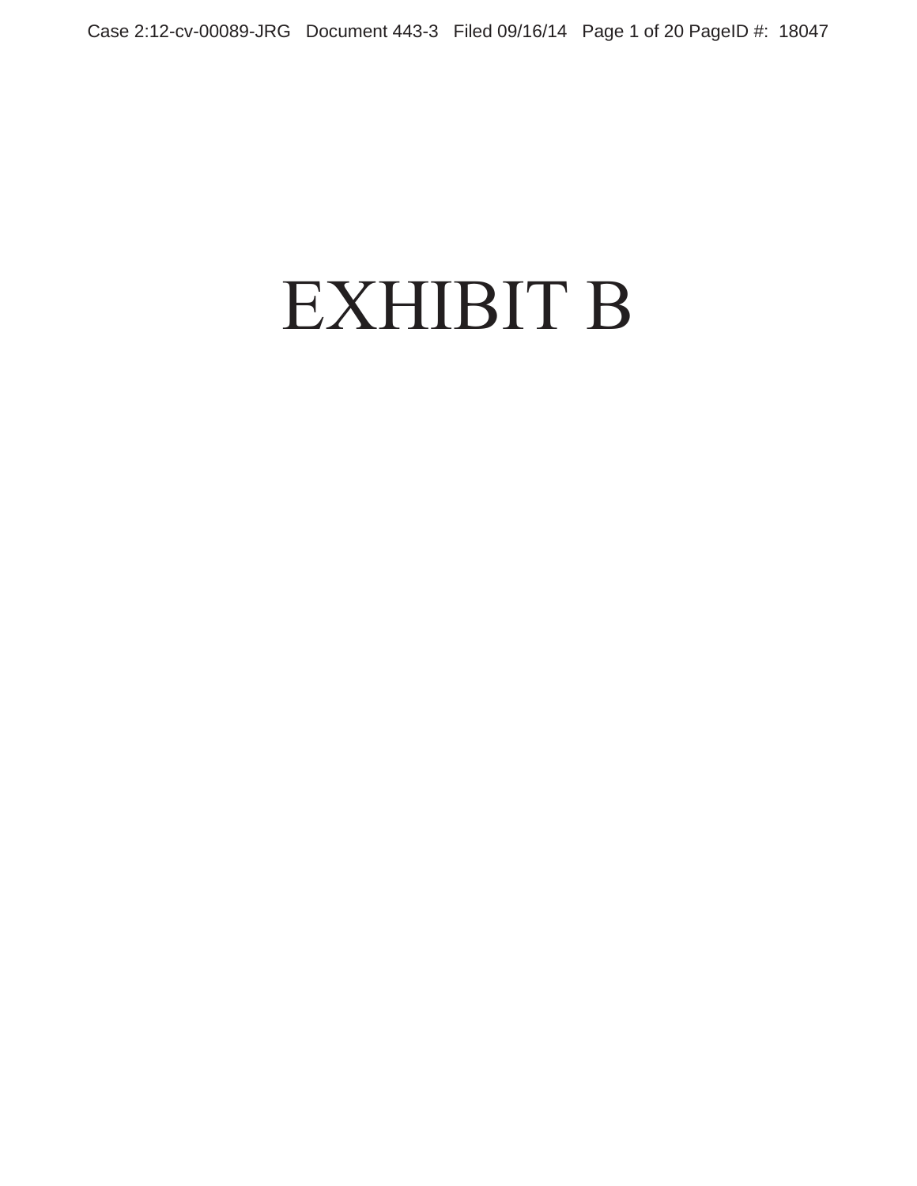# EXHIBIT B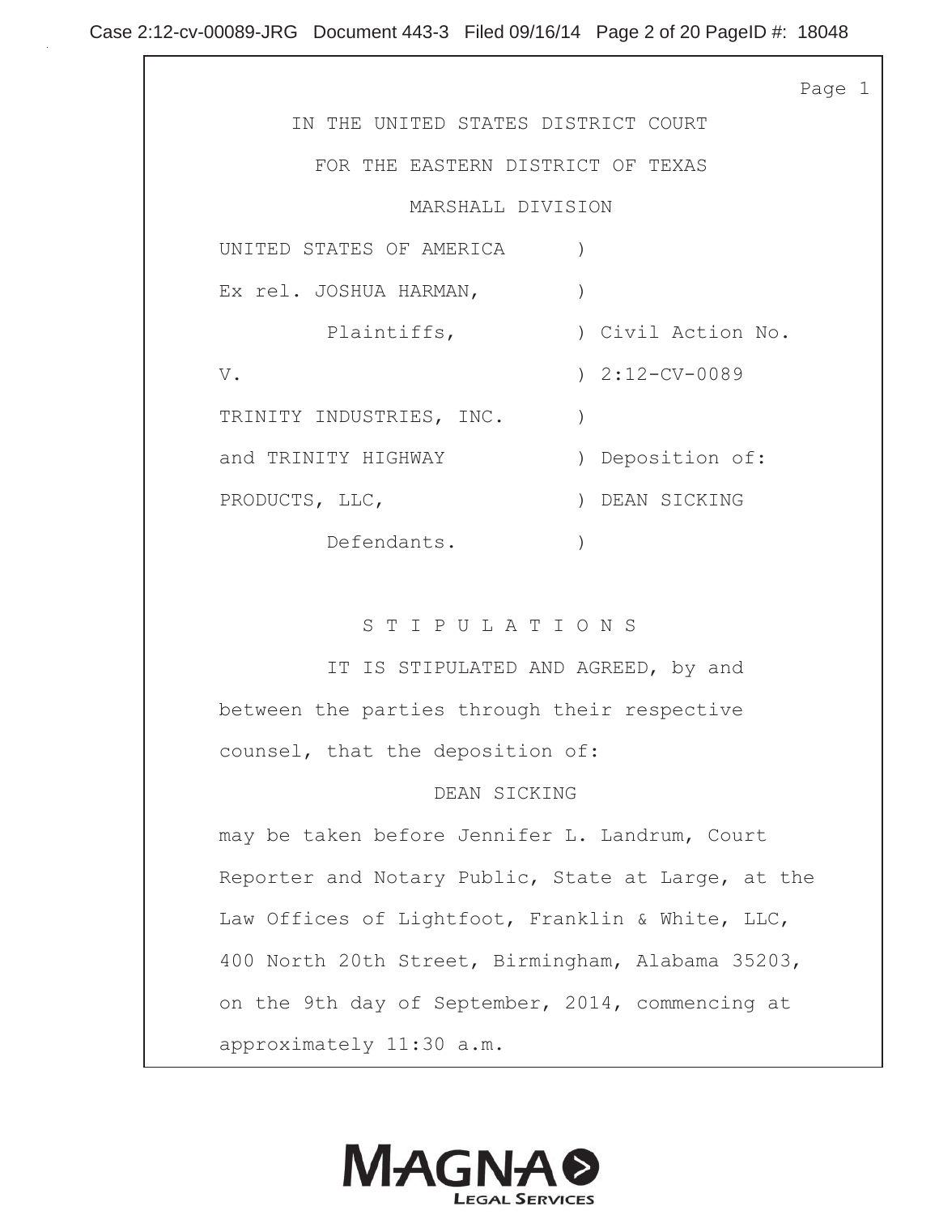IN THE UNITED STATES DISTRICT COURT

FOR THE EASTERN DISTRICT OF TEXAS

MARSHALL DIVISION

UNITED STATES OF AMERICA )
Ex rel. JOSHUA HARMAN, )
Plaintiffs, ) Civil Action No.
V. ) 2:12-CV-0089
TRINITY INDUSTRIES, INC. )
and TRINITY HIGHWAY ) Deposition of:
PRODUCTS, LLC, ) DEAN SICKING
Defendants. )

S T I P U L A T I O N S

IT IS STIPULATED AND AGREED, by and between the parties through their respective counsel, that the deposition of:

DEAN SICKING

may be taken before Jennifer L. Landrum, Court Reporter and Notary Public, State at Large, at the Law Offices of Lightfoot, Franklin & White, LLC, 400 North 20th Street, Birmingham, Alabama 35203, on the 9th day of September, 2014, commencing at approximately 11:30 a.m.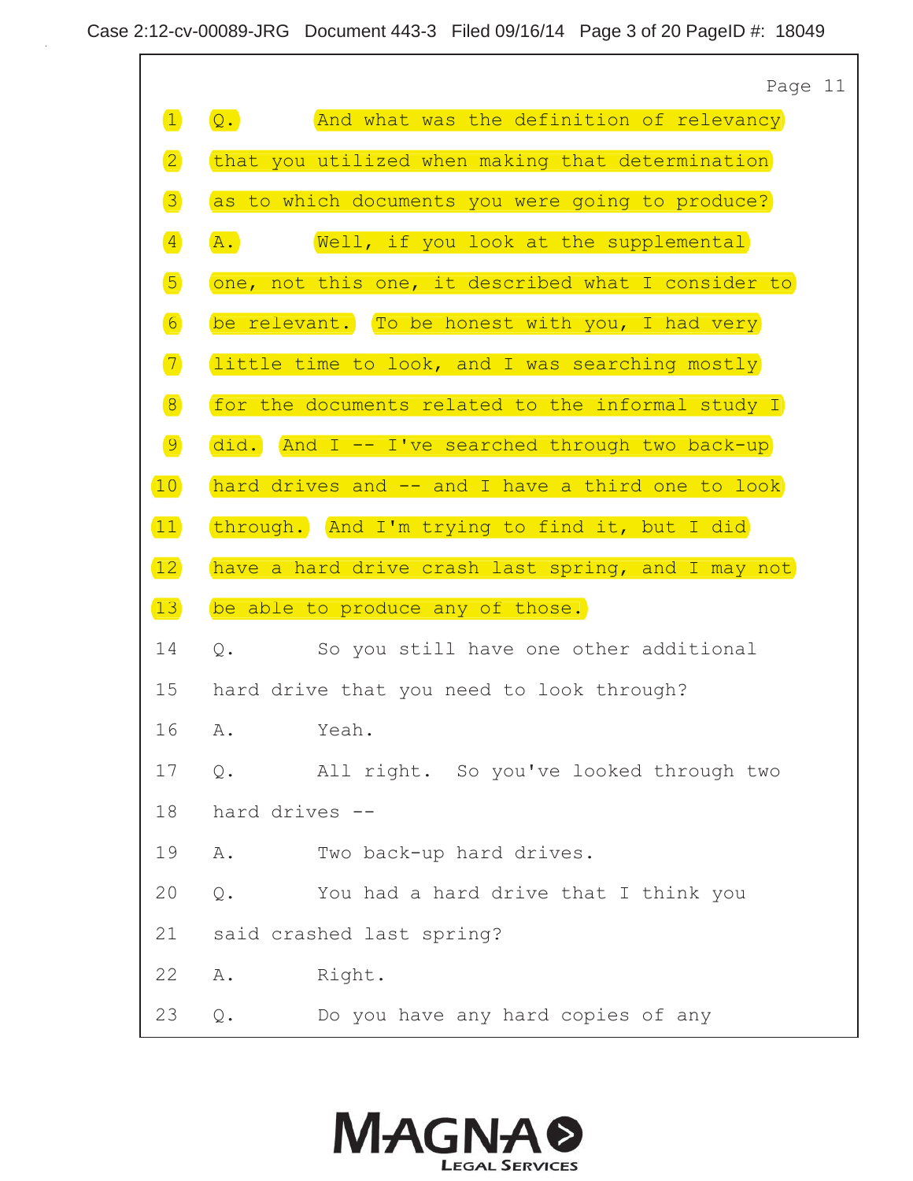Page 11

1 Q. And what was the definition of relevancy
2 that you utilized when making that determination
3 as to which documents you were going to produce?
4 A. Well, if you look at the supplemental
5 one, not this one, it described what I consider to
6 be relevant. To be honest with you, I had very
7 little time to look, and I was searching mostly
8 for the documents related to the informal study I
9 did. And I -- I've searched through two back-up
10 hard drives and -- and I have a third one to look
11 through. And I'm trying to find it, but I did
12 have a hard drive crash last spring, and I may not
13 be able to produce any of those.
14 Q. So you still have one other additional
15 hard drive that you need to look through?
16 A. Yeah.
17 Q. All right. So you've looked through two
18 hard drives --
19 A. Two back-up hard drives.
20 Q. You had a hard drive that I think you
21 said crashed last spring?
22 A. Right.
23 Q. Do you have any hard copies of any

MAGNA LEGAL SERVICES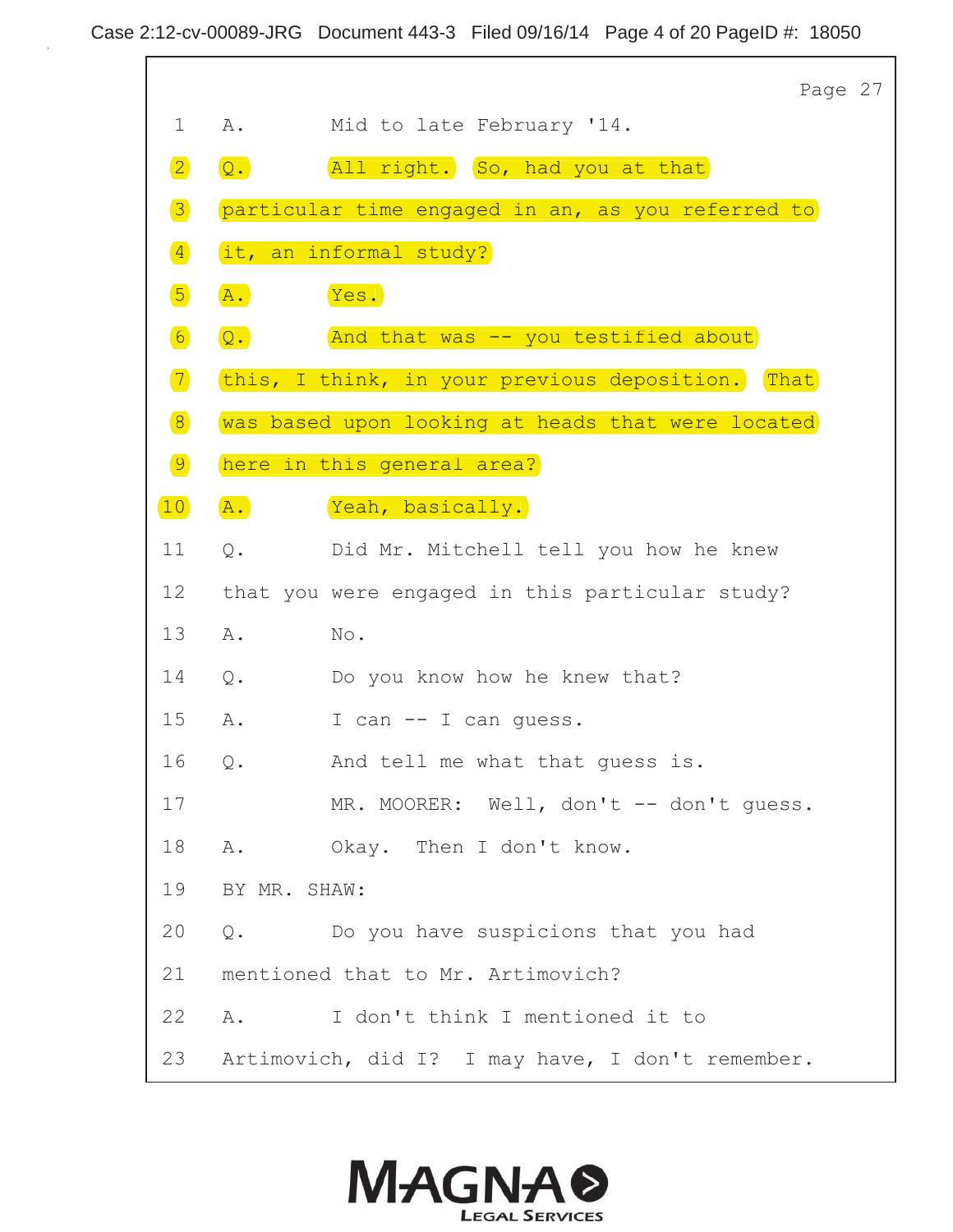Page 27

1 A. Mid to late February '14.

2 Q. All right. So, had you at that

3 particular time engaged in an, as you referred to

4 it, an informal study?

5 A. Yes.

6 Q. And that was -- you testified about

7 this, I think, in your previous deposition. That

8 was based upon looking at heads that were located

9 here in this general area?

10 A. Yeah, basically.

11 Q. Did Mr. Mitchell tell you how he knew

12 that you were engaged in this particular study?

13 A. No.

14 Q. Do you know how he knew that?

15 A. I can -- I can guess.

16 Q. And tell me what that guess is.

17 MR. MOORER: Well, don't -- don't guess.

18 A. Okay. Then I don't know.

19 BY MR. SHAW:

20 Q. Do you have suspicions that you had

21 mentioned that to Mr. Artimovich?

22 A. I don't think I mentioned it to

23 Artimovich, did I? I may have, I don't remember.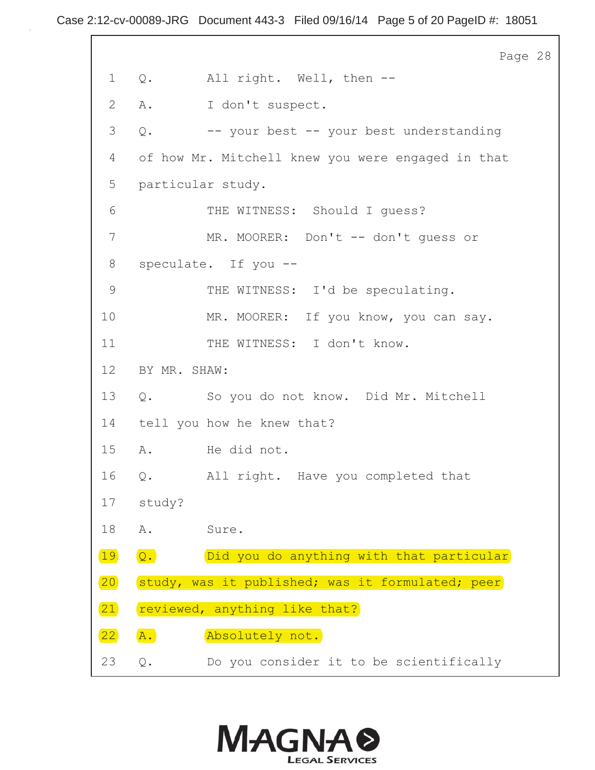Page 28

1 Q. All right. Well, then --

2 A. I don't suspect.

3 Q. -- your best -- your best understanding

4 of how Mr. Mitchell knew you were engaged in that

5 particular study.

6 THE WITNESS: Should I guess?

7 MR. MOORER: Don't -- don't guess or

8 speculate. If you --

9 THE WITNESS: I'd be speculating.

10 MR. MOORER: If you know, you can say.

11 THE WITNESS: I don't know.

12 BY MR. SHAW:

13 Q. So you do not know. Did Mr. Mitchell

14 tell you how he knew that?

15 A. He did not.

16 Q. All right. Have you completed that

17 study?

18 A. Sure.

19 Q. Did you do anything with that particular

20 study, was it published; was it formulated; peer

21 reviewed, anything like that?

22 A. Absolutely not.

23 Q. Do you consider it to be scientifically

MAGNA LEGAL SERVICES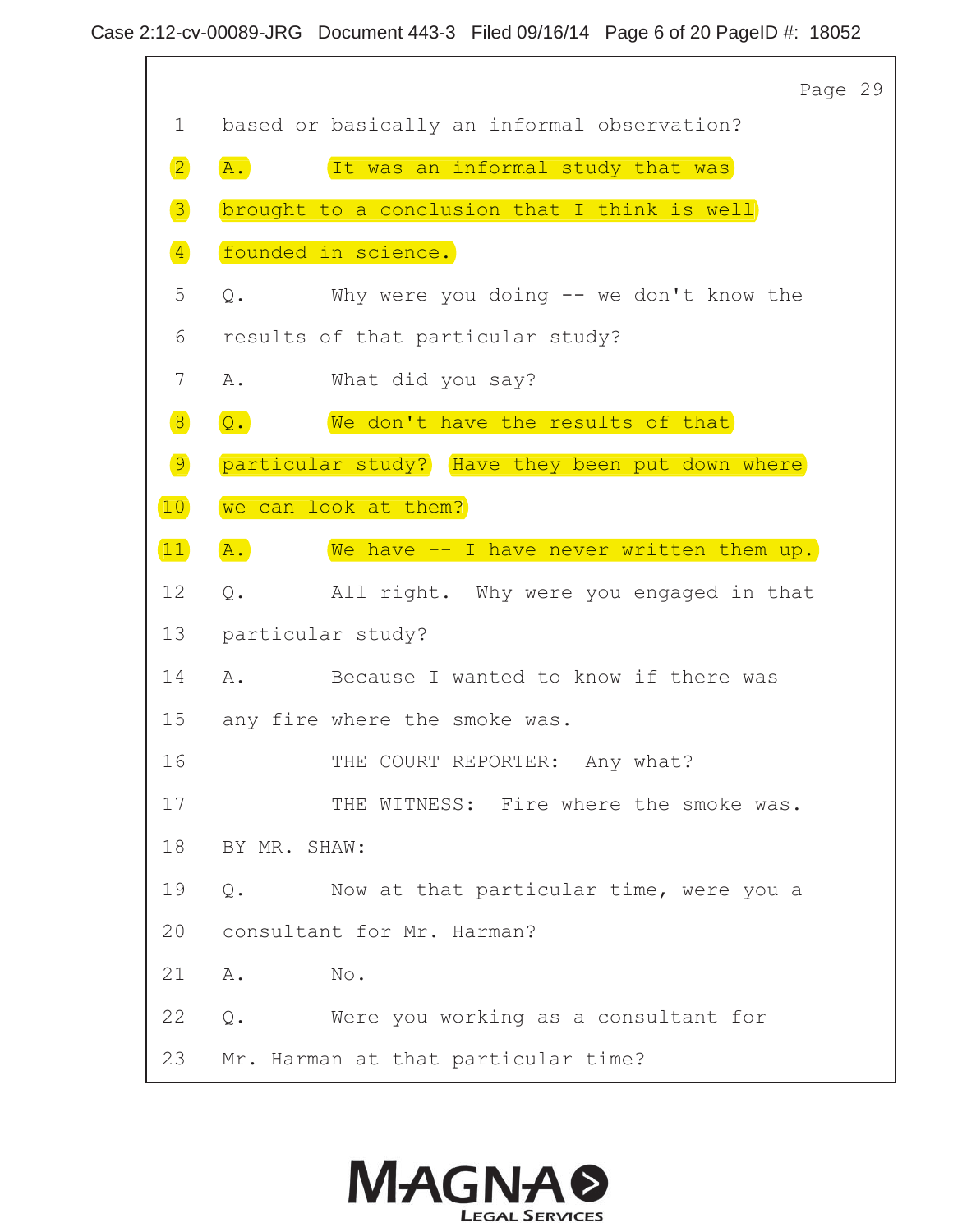Page 29

1 based or basically an informal observation?

2 A. It was an informal study that was

3 brought to a conclusion that I think is well

4 founded in science.

5 Q. Why were you doing -- we don't know the

6 results of that particular study?

7 A. What did you say?

8 Q. We don't have the results of that

9 particular study? Have they been put down where

10 we can look at them?

11 A. We have -- I have never written them up.

12 Q. All right. Why were you engaged in that

13 particular study?

14 A. Because I wanted to know if there was

15 any fire where the smoke was.

16 THE COURT REPORTER: Any what?

17 THE WITNESS: Fire where the smoke was.

18 BY MR. SHAW:

19 Q. Now at that particular time, were you a

20 consultant for Mr. Harman?

21 A. No.

22 Q. Were you working as a consultant for

23 Mr. Harman at that particular time?

MAGNA LEGAL SERVICES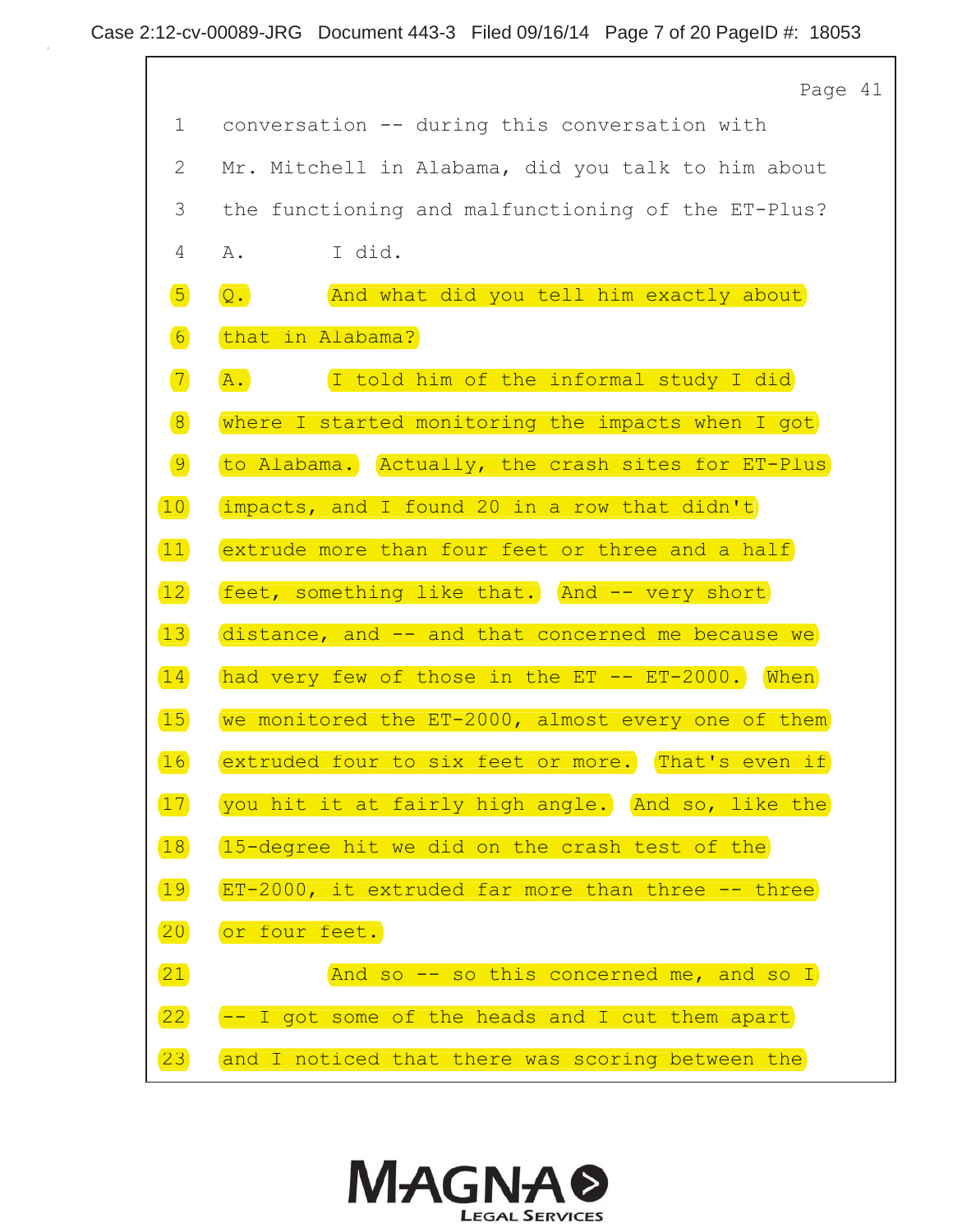Page 41

1 conversation -- during this conversation with

2 Mr. Mitchell in Alabama, did you talk to him about

3 the functioning and malfunctioning of the ET-Plus?

4 A. I did.

5 Q. And what did you tell him exactly about

6 that in Alabama?

7 A. I told him of the informal study I did

8 where I started monitoring the impacts when I got

9 to Alabama. Actually, the crash sites for ET-Plus

10 impacts, and I found 20 in a row that didn't

11 extrude more than four feet or three and a half

12 feet, something like that. And -- very short

13 distance, and -- and that concerned me because we

14 had very few of those in the ET -- ET-2000. When

15 we monitored the ET-2000, almost every one of them

16 extruded four to six feet or more. That's even if

17 you hit it at fairly high angle. And so, like the

18 15-degree hit we did on the crash test of the

19 ET-2000, it extruded far more than three -- three

20 or four feet.

21 And so -- so this concerned me, and so I

22 -- I got some of the heads and I cut them apart

23 and I noticed that there was scoring between the

MAGNA LEGAL SERVICES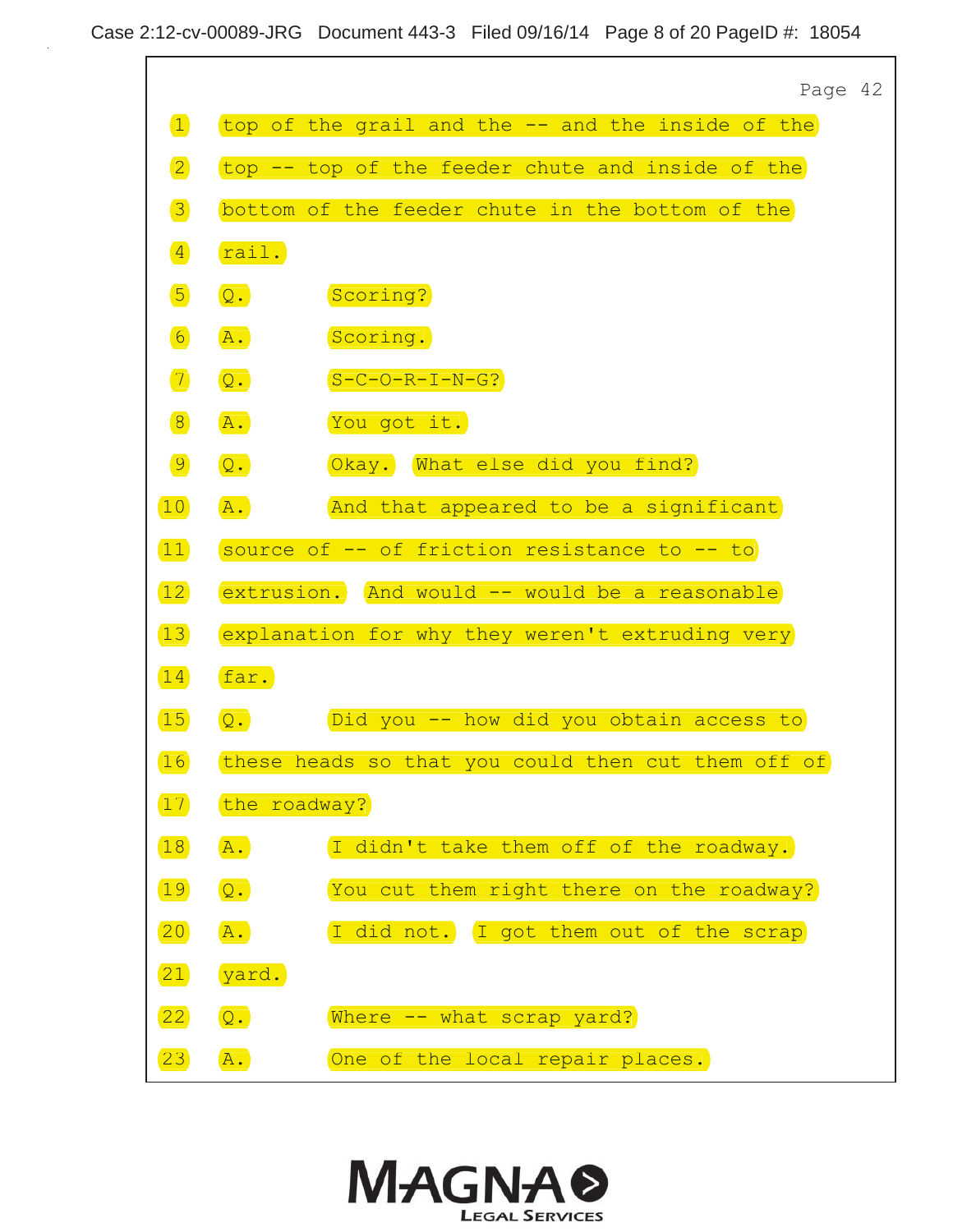Page 42

1 top of the grail and the -- and the inside of the
2 top -- top of the feeder chute and inside of the
3 bottom of the feeder chute in the bottom of the
4 rail.
5 Q. Scoring?
6 A. Scoring.
7 Q. S-C-O-R-I-N-G?
8 A. You got it.
9 Q. Okay. What else did you find?
10 A. And that appeared to be a significant
11 source of -- of friction resistance to -- to
12 extrusion. And would -- would be a reasonable
13 explanation for why they weren't extruding very
14 far.
15 Q. Did you -- how did you obtain access to
16 these heads so that you could then cut them off of
17 the roadway?
18 A. I didn't take them off of the roadway.
19 Q. You cut them right there on the roadway?
20 A. I did not. I got them out of the scrap
21 yard.
22 Q. Where -- what scrap yard?
23 A. One of the local repair places.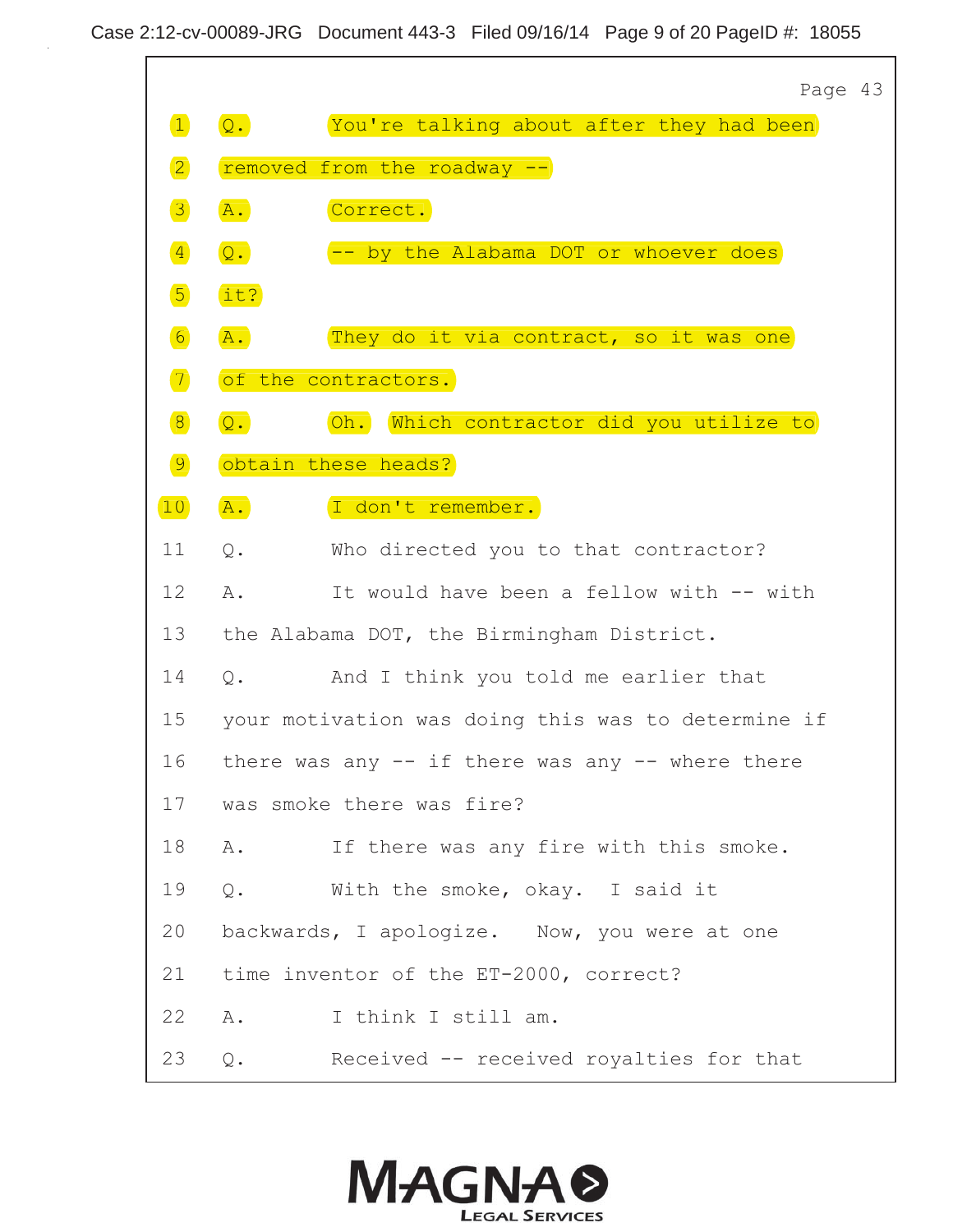Page 43

1 Q. You're talking about after they had been

2 removed from the roadway --

3 A. Correct.

4 Q. -- by the Alabama DOT or whoever does

5 it?

6 A. They do it via contract, so it was one

7 of the contractors.

8 Q. Oh. Which contractor did you utilize to

9 obtain these heads?

10 A. I don't remember.

11 Q. Who directed you to that contractor?

12 A. It would have been a fellow with -- with

13 the Alabama DOT, the Birmingham District.

14 Q. And I think you told me earlier that

15 your motivation was doing this was to determine if

16 there was any -- if there was any -- where there

17 was smoke there was fire?

18 A. If there was any fire with this smoke.

19 Q. With the smoke, okay. I said it

20 backwards, I apologize. Now, you were at one

21 time inventor of the ET-2000, correct?

22 A. I think I still am.

23 Q. Received -- received royalties for that

MAGNA LEGAL SERVICES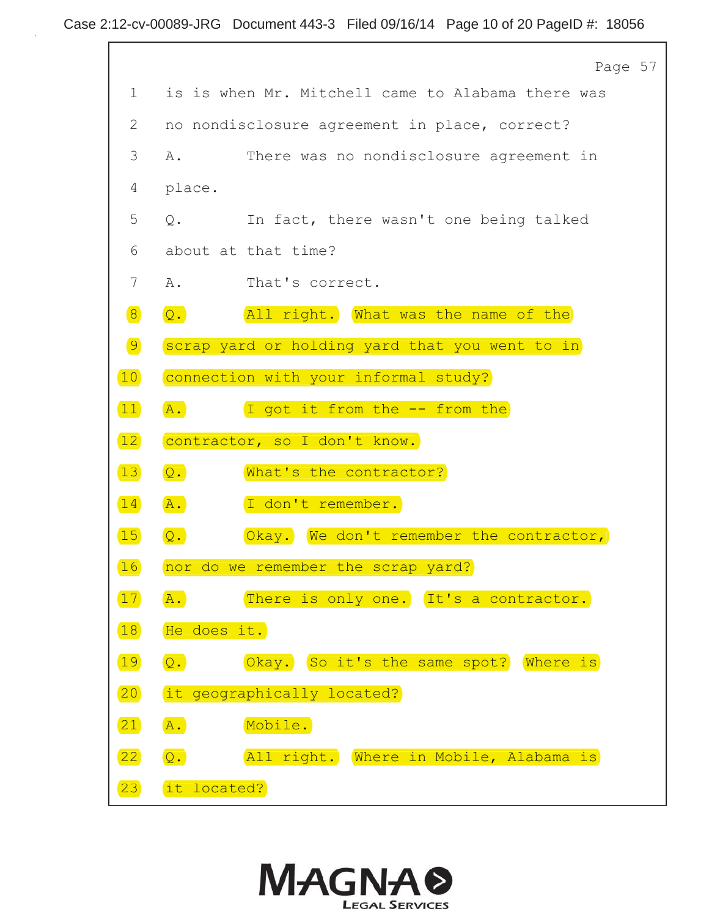Page 57

1 is is when Mr. Mitchell came to Alabama there was

2 no nondisclosure agreement in place, correct?

3 A. There was no nondisclosure agreement in

4 place.

5 Q. In fact, there wasn't one being talked

6 about at that time?

7 A. That's correct.

8 Q. All right. What was the name of the

9 scrap yard or holding yard that you went to in

10 connection with your informal study?

11 A. I got it from the -- from the

12 contractor, so I don't know.

13 Q. What's the contractor?

14 A. I don't remember.

15 Q. Okay. We don't remember the contractor,

16 nor do we remember the scrap yard?

17 A. There is only one. It's a contractor.

18 He does it.

19 Q. Okay. So it's the same spot? Where is

20 it geographically located?

21 A. Mobile.

22 Q. All right. Where in Mobile, Alabama is

23 it located?

MAGNA LEGAL SERVICES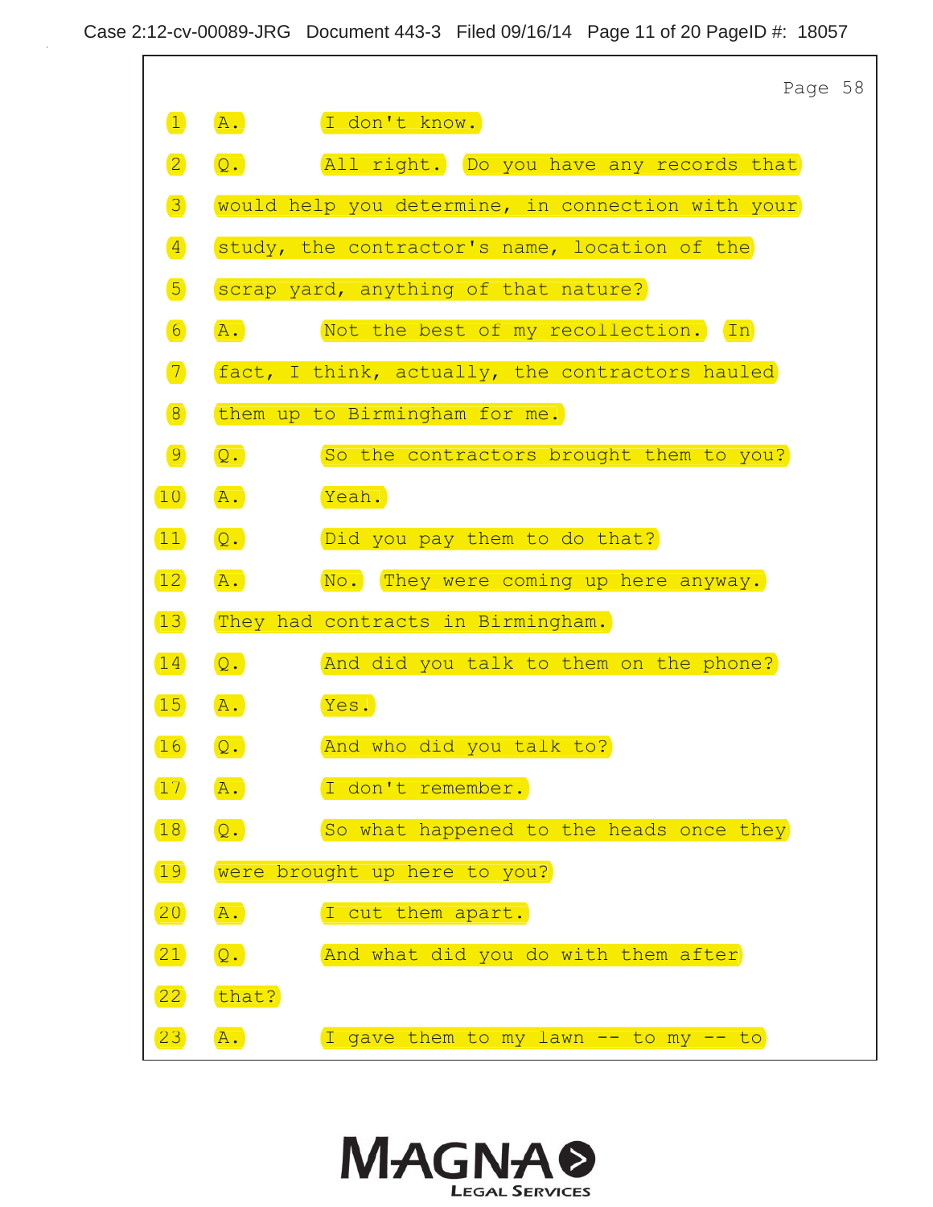Page 58

1 A. I don't know.

2 Q. All right. Do you have any records that

3 would help you determine, in connection with your

4 study, the contractor's name, location of the

5 scrap yard, anything of that nature?

6 A. Not the best of my recollection. In

7 fact, I think, actually, the contractors hauled

8 them up to Birmingham for me.

9 Q. So the contractors brought them to you?

10 A. Yeah.

11 Q. Did you pay them to do that?

12 A. No. They were coming up here anyway.

13 They had contracts in Birmingham.

14 Q. And did you talk to them on the phone?

15 A. Yes.

16 Q. And who did you talk to?

17 A. I don't remember.

18 Q. So what happened to the heads once they

19 were brought up here to you?

20 A. I cut them apart.

21 Q. And what did you do with them after

22 that?

23 A. I gave them to my lawn -- to my -- to

MAGNA LEGAL SERVICES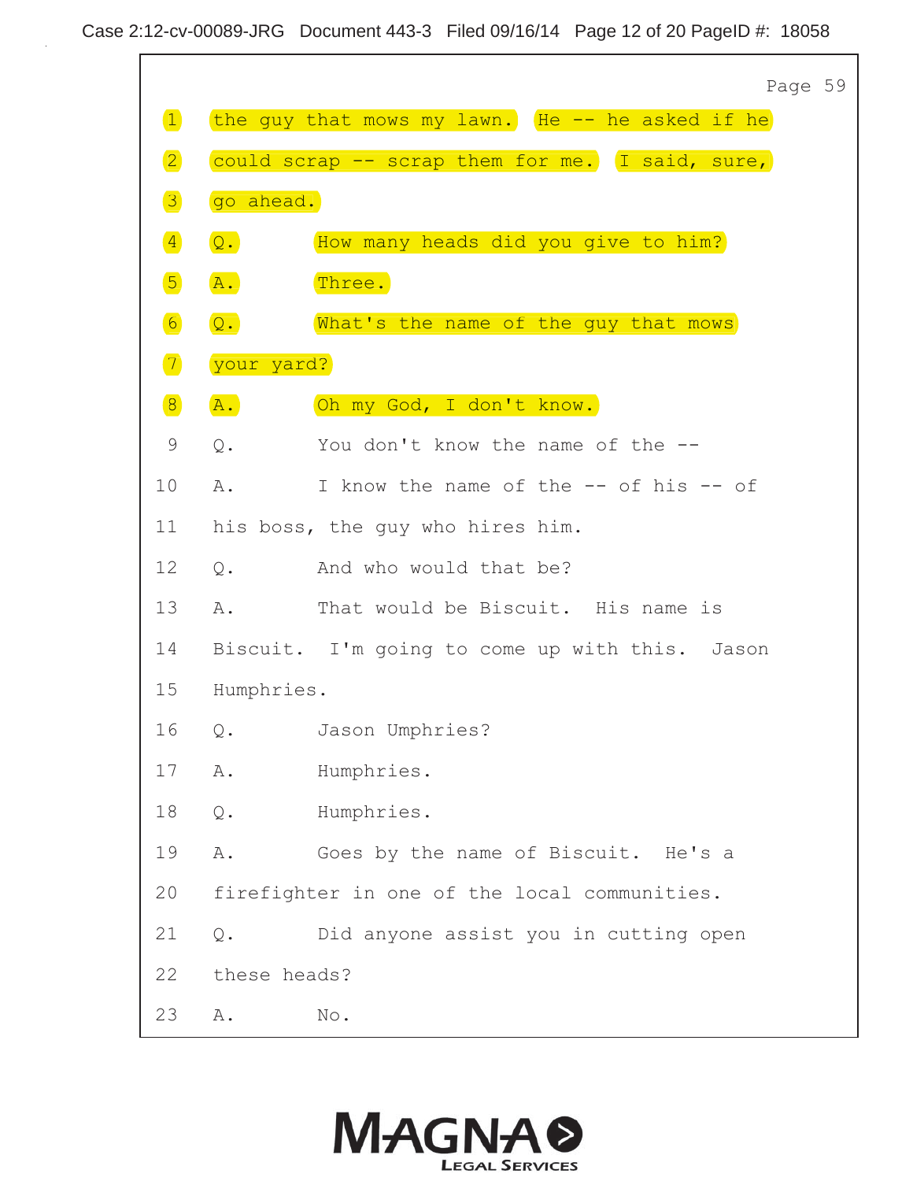Page 59

1 the guy that mows my lawn. He -- he asked if he
2 could scrap -- scrap them for me. I said, sure,
3 go ahead.
4 Q. How many heads did you give to him?
5 A. Three.
6 Q. What's the name of the guy that mows
7 your yard?
8 A. Oh my God, I don't know.
9 Q. You don't know the name of the --
10 A. I know the name of the -- of his -- of
11 his boss, the guy who hires him.
12 Q. And who would that be?
13 A. That would be Biscuit. His name is
14 Biscuit. I'm going to come up with this. Jason
15 Humphries.
16 Q. Jason Umphries?
17 A. Humphries.
18 Q. Humphries.
19 A. Goes by the name of Biscuit. He's a
20 firefighter in one of the local communities.
21 Q. Did anyone assist you in cutting open
22 these heads?
23 A. No.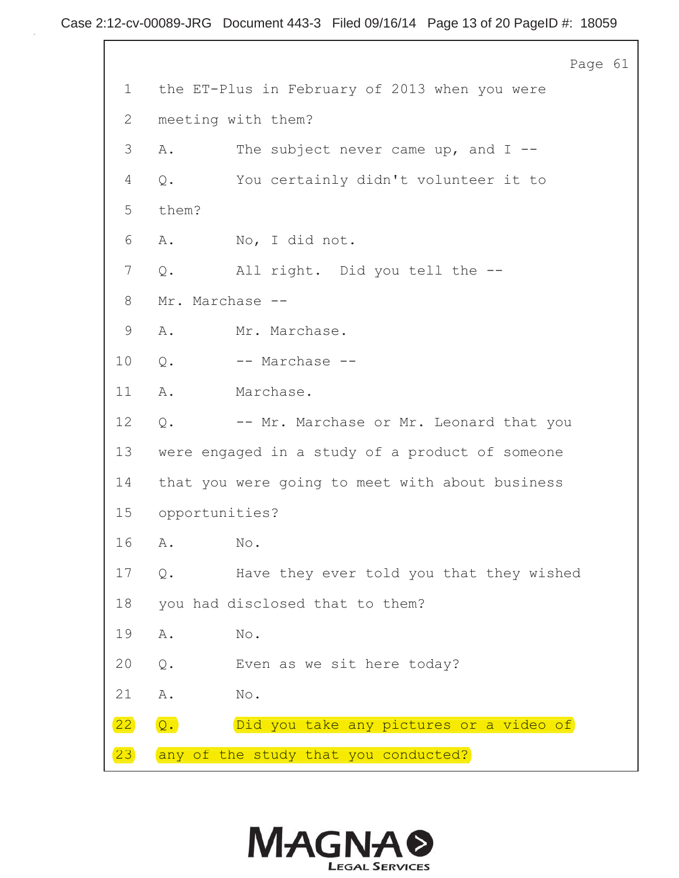Page 61

1 the ET-Plus in February of 2013 when you were
2 meeting with them?
3 A. The subject never came up, and I --
4 Q. You certainly didn't volunteer it to
5 them?
6 A. No, I did not.
7 Q. All right. Did you tell the --
8 Mr. Marchase --
9 A. Mr. Marchase.
10 Q. -- Marchase --
11 A. Marchase.
12 Q. -- Mr. Marchase or Mr. Leonard that you
13 were engaged in a study of a product of someone
14 that you were going to meet with about business
15 opportunities?
16 A. No.
17 Q. Have they ever told you that they wished
18 you had disclosed that to them?
19 A. No.
20 Q. Even as we sit here today?
21 A. No.
22 Q. Did you take any pictures or a video of
23 any of the study that you conducted?

MAGNA LEGAL SERVICES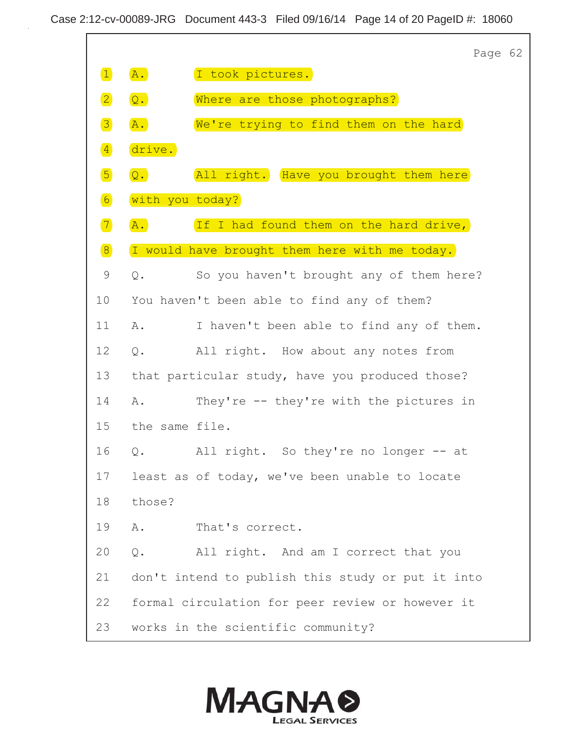Page 62

1 A. I took pictures.

2 Q. Where are those photographs?

3 A. We're trying to find them on the hard

4 drive.

5 Q. All right. Have you brought them here

6 with you today?

7 A. If I had found them on the hard drive,

8 I would have brought them here with me today.

9 Q. So you haven't brought any of them here?

10 You haven't been able to find any of them?

11 A. I haven't been able to find any of them.

12 Q. All right. How about any notes from

13 that particular study, have you produced those?

14 A. They're -- they're with the pictures in

15 the same file.

16 Q. All right. So they're no longer -- at

17 least as of today, we've been unable to locate

18 those?

19 A. That's correct.

20 Q. All right. And am I correct that you

21 don't intend to publish this study or put it into

22 formal circulation for peer review or however it

23 works in the scientific community?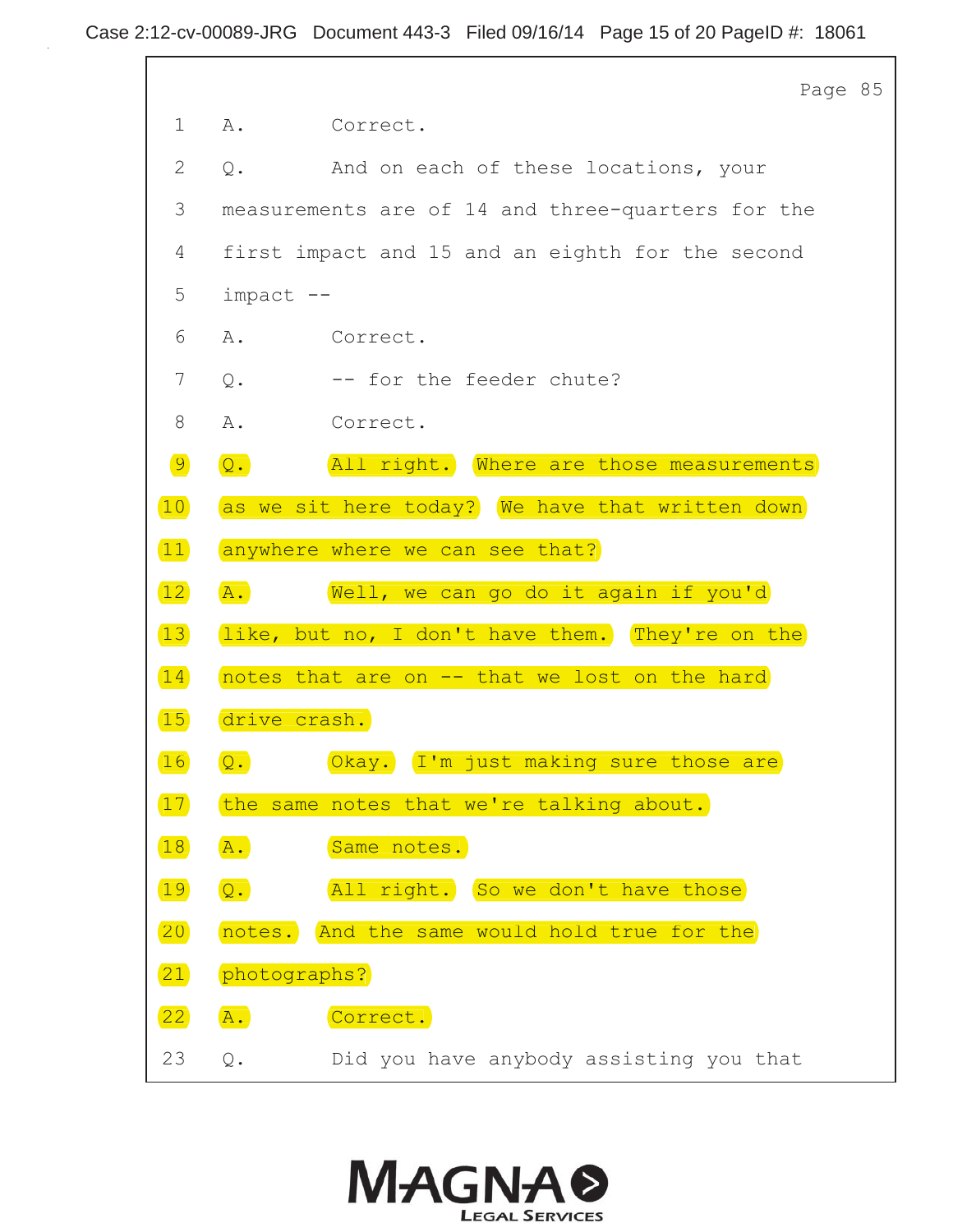Page 85

1 A. Correct.

2 Q. And on each of these locations, your

3 measurements are of 14 and three-quarters for the

4 first impact and 15 and an eighth for the second

5 impact --

6 A. Correct.

7 Q. -- for the feeder chute?

8 A. Correct.

9 Q. All right. Where are those measurements

10 as we sit here today? We have that written down

11 anywhere where we can see that?

12 A. Well, we can go do it again if you'd

13 like, but no, I don't have them. They're on the

14 notes that are on -- that we lost on the hard

15 drive crash.

16 Q. Okay. I'm just making sure those are

17 the same notes that we're talking about.

18 A. Same notes.

19 Q. All right. So we don't have those

20 notes. And the same would hold true for the

21 photographs?

22 A. Correct.

23 Q. Did you have anybody assisting you that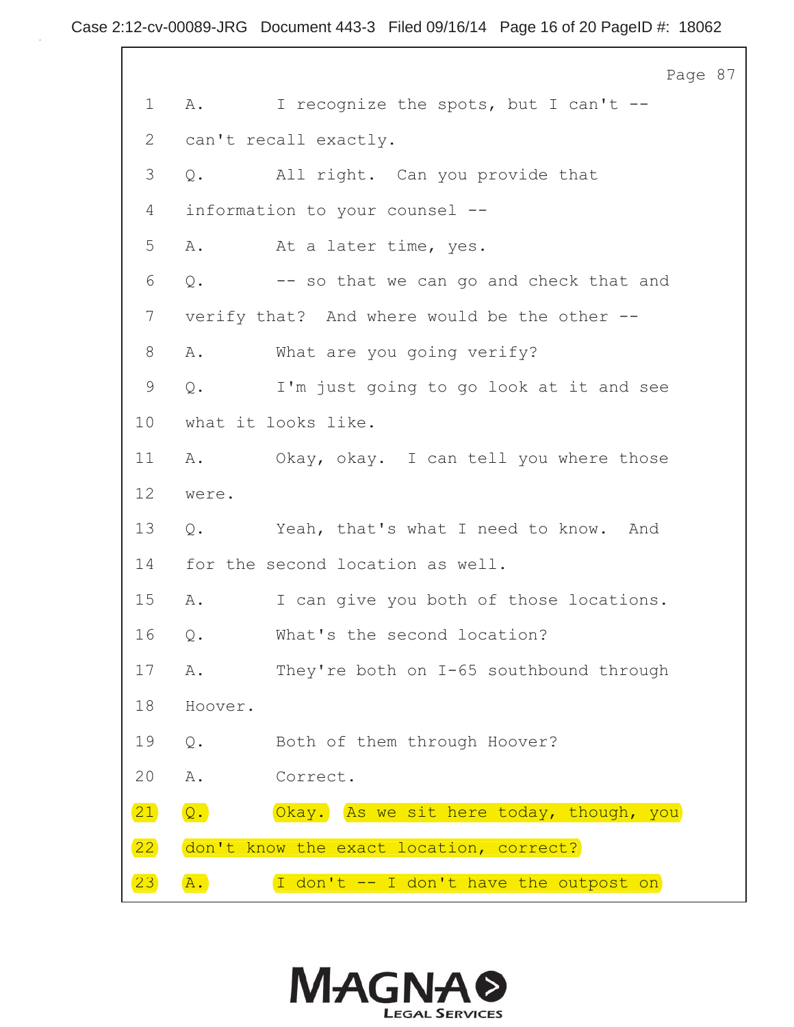Page 87

1 A. I recognize the spots, but I can't --

2 can't recall exactly.

3 Q. All right. Can you provide that

4 information to your counsel --

5 A. At a later time, yes.

6 Q. -- so that we can go and check that and

7 verify that? And where would be the other --

8 A. What are you going verify?

9 Q. I'm just going to go look at it and see

10 what it looks like.

11 A. Okay, okay. I can tell you where those

12 were.

13 Q. Yeah, that's what I need to know. And

14 for the second location as well.

15 A. I can give you both of those locations.

16 Q. What's the second location?

17 A. They're both on I-65 southbound through

18 Hoover.

19 Q. Both of them through Hoover?

20 A. Correct.

21 Q. Okay. As we sit here today, though, you

22 don't know the exact location, correct?

23 A. I don't -- I don't have the outpost on

MAGNA LEGAL SERVICES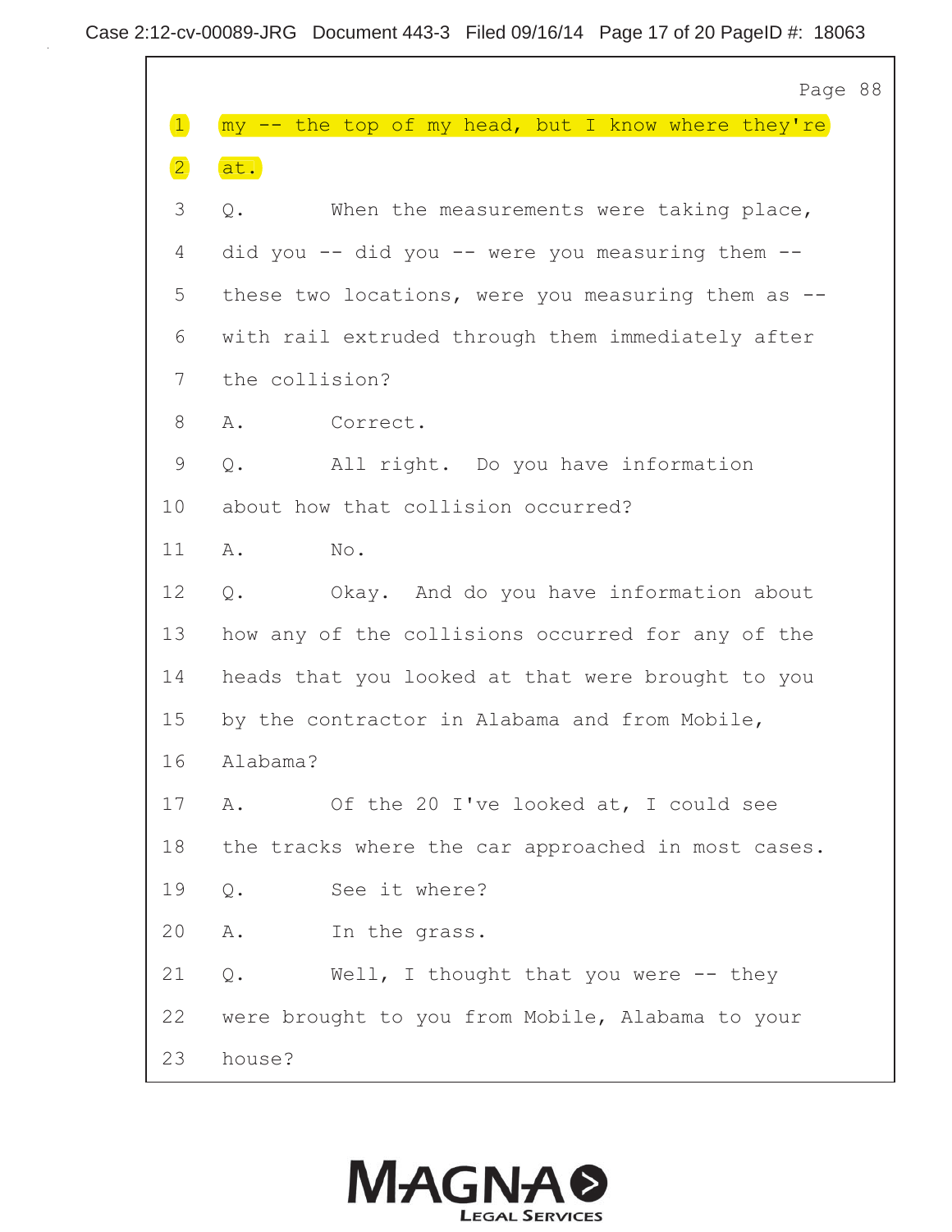Page 88

1 my -- the top of my head, but I know where they're
2 at.
3 Q. When the measurements were taking place,
4 did you -- did you -- were you measuring them --
5 these two locations, were you measuring them as --
6 with rail extruded through them immediately after
7 the collision?
8 A. Correct.
9 Q. All right. Do you have information
10 about how that collision occurred?
11 A. No.
12 Q. Okay. And do you have information about
13 how any of the collisions occurred for any of the
14 heads that you looked at that were brought to you
15 by the contractor in Alabama and from Mobile,
16 Alabama?
17 A. Of the 20 I've looked at, I could see
18 the tracks where the car approached in most cases.
19 Q. See it where?
20 A. In the grass.
21 Q. Well, I thought that you were -- they
22 were brought to you from Mobile, Alabama to your
23 house?

MAGNA LEGAL SERVICES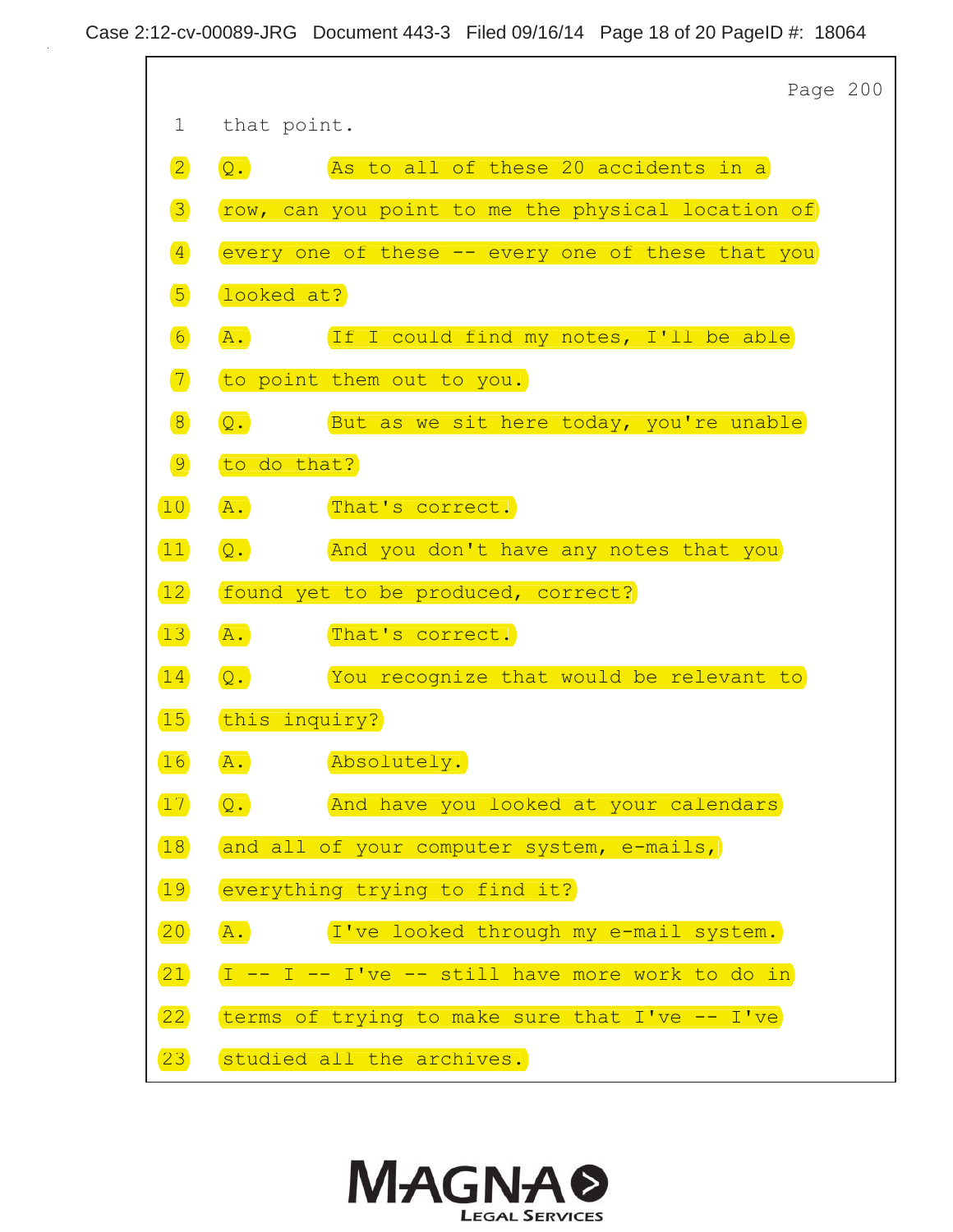Page 200

1 that point.

2 Q. As to all of these 20 accidents in a

3 row, can you point to me the physical location of

4 every one of these -- every one of these that you

5 looked at?

6 A. If I could find my notes, I'll be able

7 to point them out to you.

8 Q. But as we sit here today, you're unable

9 to do that?

10 A. That's correct.

11 Q. And you don't have any notes that you

12 found yet to be produced, correct?

13 A. That's correct.

14 Q. You recognize that would be relevant to

15 this inquiry?

16 A. Absolutely.

17 Q. And have you looked at your calendars

18 and all of your computer system, e-mails,

19 everything trying to find it?

20 A. I've looked through my e-mail system.

21 I -- I -- I've -- still have more work to do in

22 terms of trying to make sure that I've -- I've

23 studied all the archives.

MAGNA LEGAL SERVICES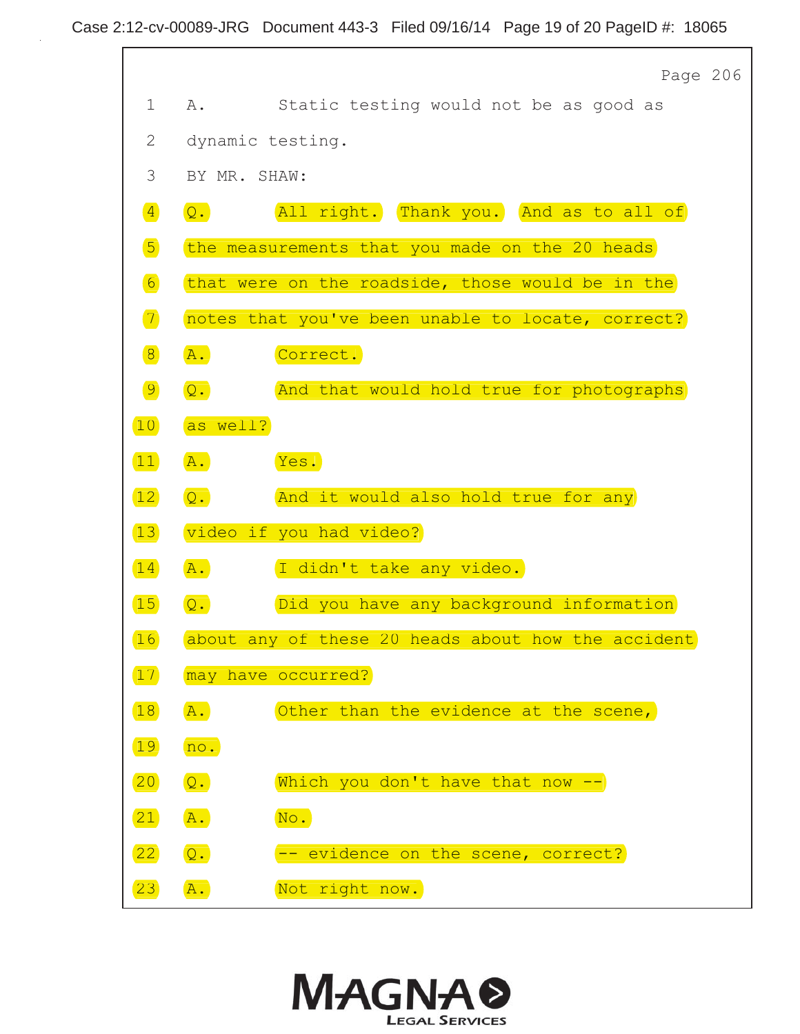Page 206

1 A. Static testing would not be as good as

2 dynamic testing.

3 BY MR. SHAW:

4 Q. All right. Thank you. And as to all of

5 the measurements that you made on the 20 heads

6 that were on the roadside, those would be in the

7 notes that you've been unable to locate, correct?

8 A. Correct.

9 Q. And that would hold true for photographs

10 as well?

11 A. Yes.

12 Q. And it would also hold true for any

13 video if you had video?

14 A. I didn't take any video.

15 Q. Did you have any background information

16 about any of these 20 heads about how the accident

17 may have occurred?

18 A. Other than the evidence at the scene,

19 no.

20 Q. Which you don't have that now --

21 A. No.

22 Q. -- evidence on the scene, correct?

23 A. Not right now.

MAGNA LEGAL SERVICES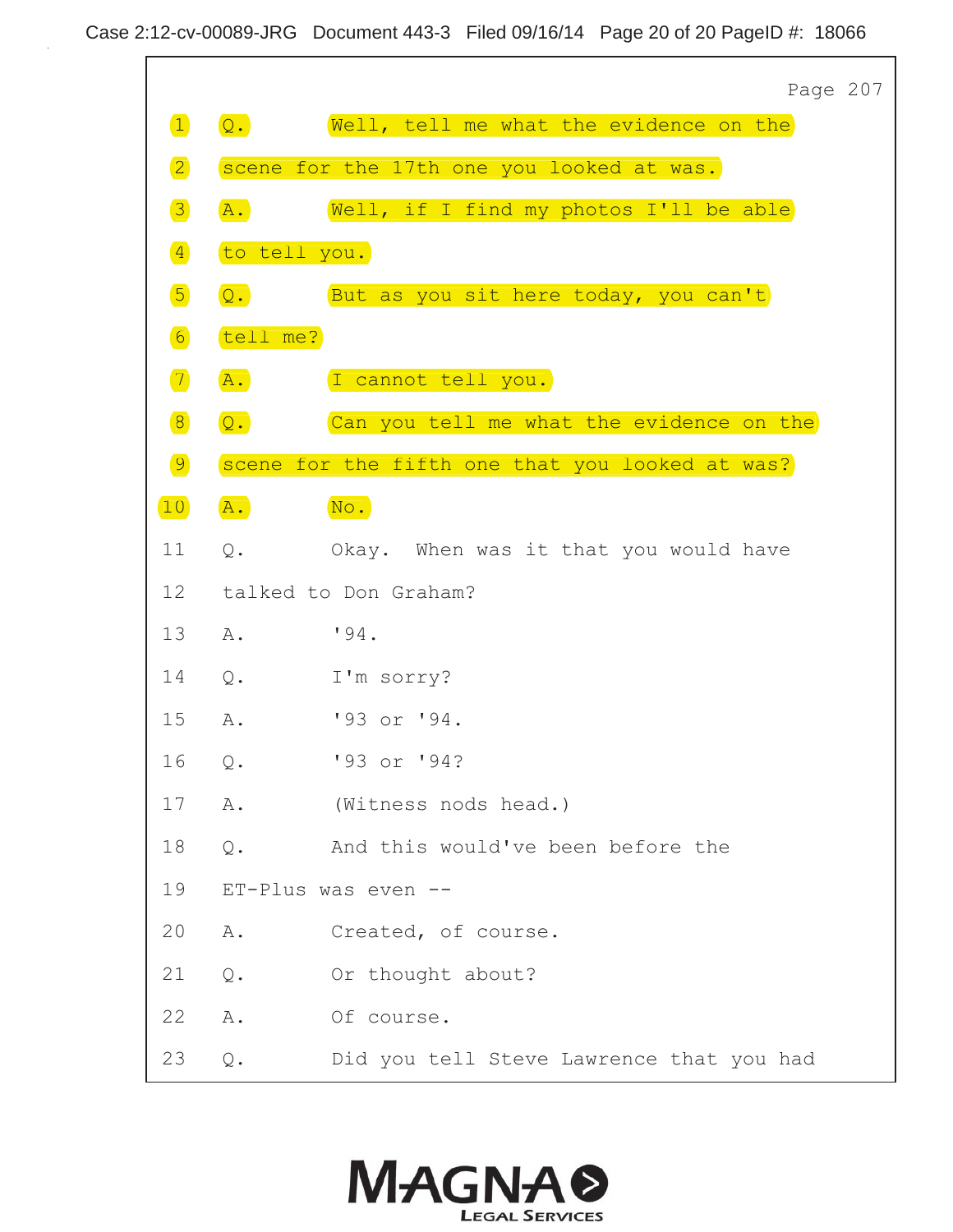Page 207

1 Q. Well, tell me what the evidence on the
2 scene for the 17th one you looked at was.
3 A. Well, if I find my photos I'll be able
4 to tell you.
5 Q. But as you sit here today, you can't
6 tell me?
7 A. I cannot tell you.
8 Q. Can you tell me what the evidence on the
9 scene for the fifth one that you looked at was?
10 A. No.
11 Q. Okay. When was it that you would have
12 talked to Don Graham?
13 A. '94.
14 Q. I'm sorry?
15 A. '93 or '94.
16 Q. '93 or '94?
17 A. (Witness nods head.)
18 Q. And this would've been before the
19 ET-Plus was even --
20 A. Created, of course.
21 Q. Or thought about?
22 A. Of course.
23 Q. Did you tell Steve Lawrence that you had

MAGNA LEGAL SERVICES